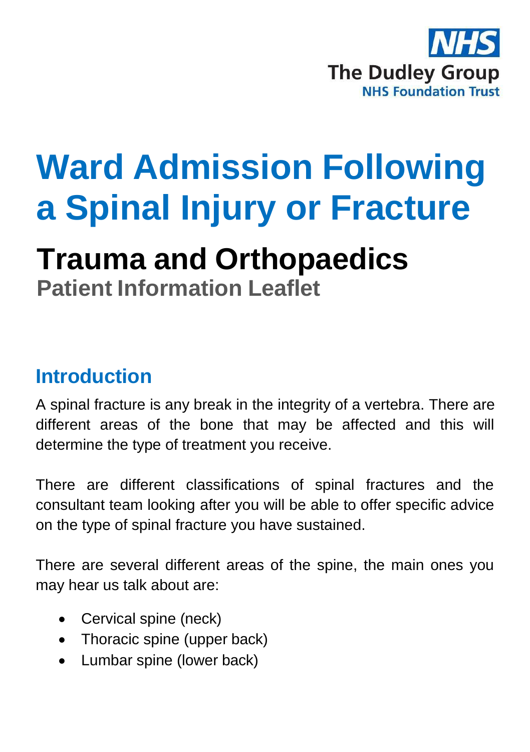NHS

The Dudley Group

NHS Foundation Trust

# Ward Admission Following a Spinal Injury or Fracture

## Trauma and Orthopaedics

### Patient Information Leaflet

## Introduction

A spinal fracture is any break in the integrity of a vertebra. There are different areas of the bone that may be affected and this will determine the type of treatment you receive.

There are different classifications of spinal fractures and the consultant team looking after you will be able to offer specific advice on the type of spinal fracture you have sustained.

There are several different areas of the spine, the main ones you may hear us talk about are:

- Cervical spine (neck)
- Thoracic spine (upper back)
- Lumbar spine (lower back)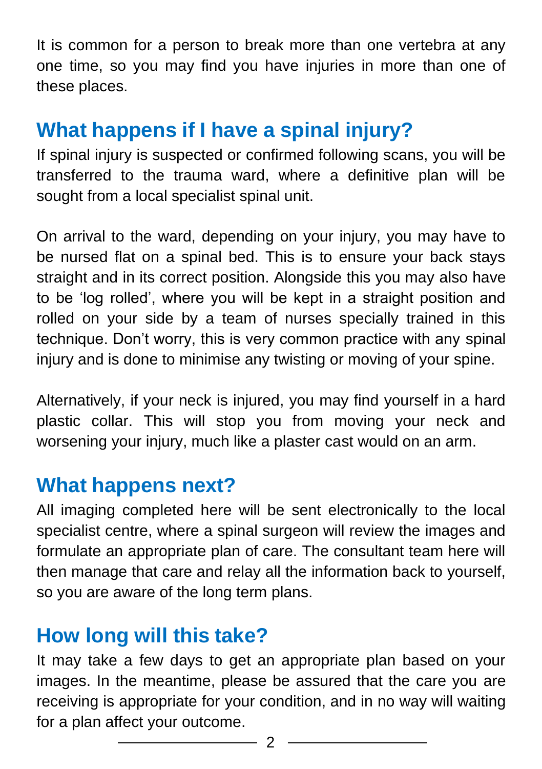It is common for a person to break more than one vertebra at any one time, so you may find you have injuries in more than one of these places.

## What happens if I have a spinal injury?

If spinal injury is suspected or confirmed following scans, you will be transferred to the trauma ward, where a definitive plan will be sought from a local specialist spinal unit.

On arrival to the ward, depending on your injury, you may have to be nursed flat on a spinal bed. This is to ensure your back stays straight and in its correct position. Alongside this you may also have to be 'log rolled', where you will be kept in a straight position and rolled on your side by a team of nurses specially trained in this technique. Don't worry, this is very common practice with any spinal injury and is done to minimise any twisting or moving of your spine.

Alternatively, if your neck is injured, you may find yourself in a hard plastic collar. This will stop you from moving your neck and worsening your injury, much like a plaster cast would on an arm.

## What happens next?

All imaging completed here will be sent electronically to the local specialist centre, where a spinal surgeon will review the images and formulate an appropriate plan of care. The consultant team here will then manage that care and relay all the information back to yourself, so you are aware of the long term plans.

## How long will this take?

It may take a few days to get an appropriate plan based on your images. In the meantime, please be assured that the care you are receiving is appropriate for your condition, and in no way will waiting for a plan affect your outcome.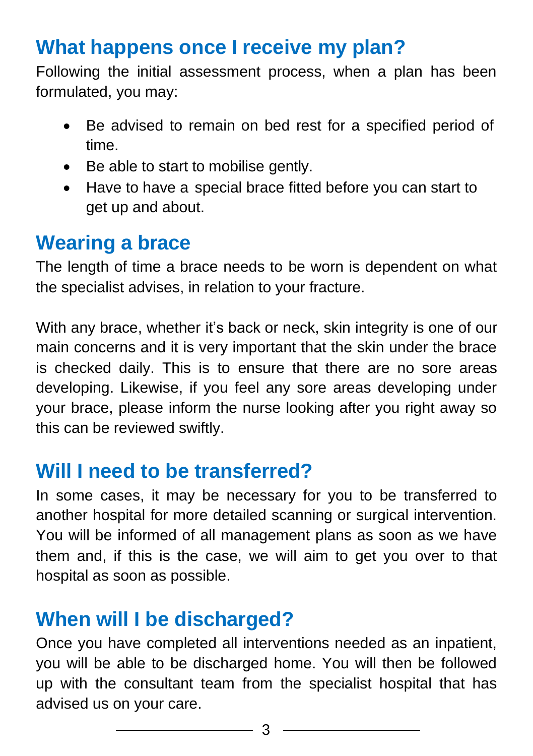## What happens once I receive my plan?

Following the initial assessment process, when a plan has been formulated, you may:

- Be advised to remain on bed rest for a specified period of time.
- Be able to start to mobilise gently.
- Have to have a special brace fitted before you can start to get up and about.

## Wearing a brace

The length of time a brace needs to be worn is dependent on what the specialist advises, in relation to your fracture.

With any brace, whether it's back or neck, skin integrity is one of our main concerns and it is very important that the skin under the brace is checked daily. This is to ensure that there are no sore areas developing. Likewise, if you feel any sore areas developing under your brace, please inform the nurse looking after you right away so this can be reviewed swiftly.

## Will I need to be transferred?

In some cases, it may be necessary for you to be transferred to another hospital for more detailed scanning or surgical intervention. You will be informed of all management plans as soon as we have them and, if this is the case, we will aim to get you over to that hospital as soon as possible.

## When will I be discharged?

Once you have completed all interventions needed as an inpatient, you will be able to be discharged home. You will then be followed up with the consultant team from the specialist hospital that has advised us on your care.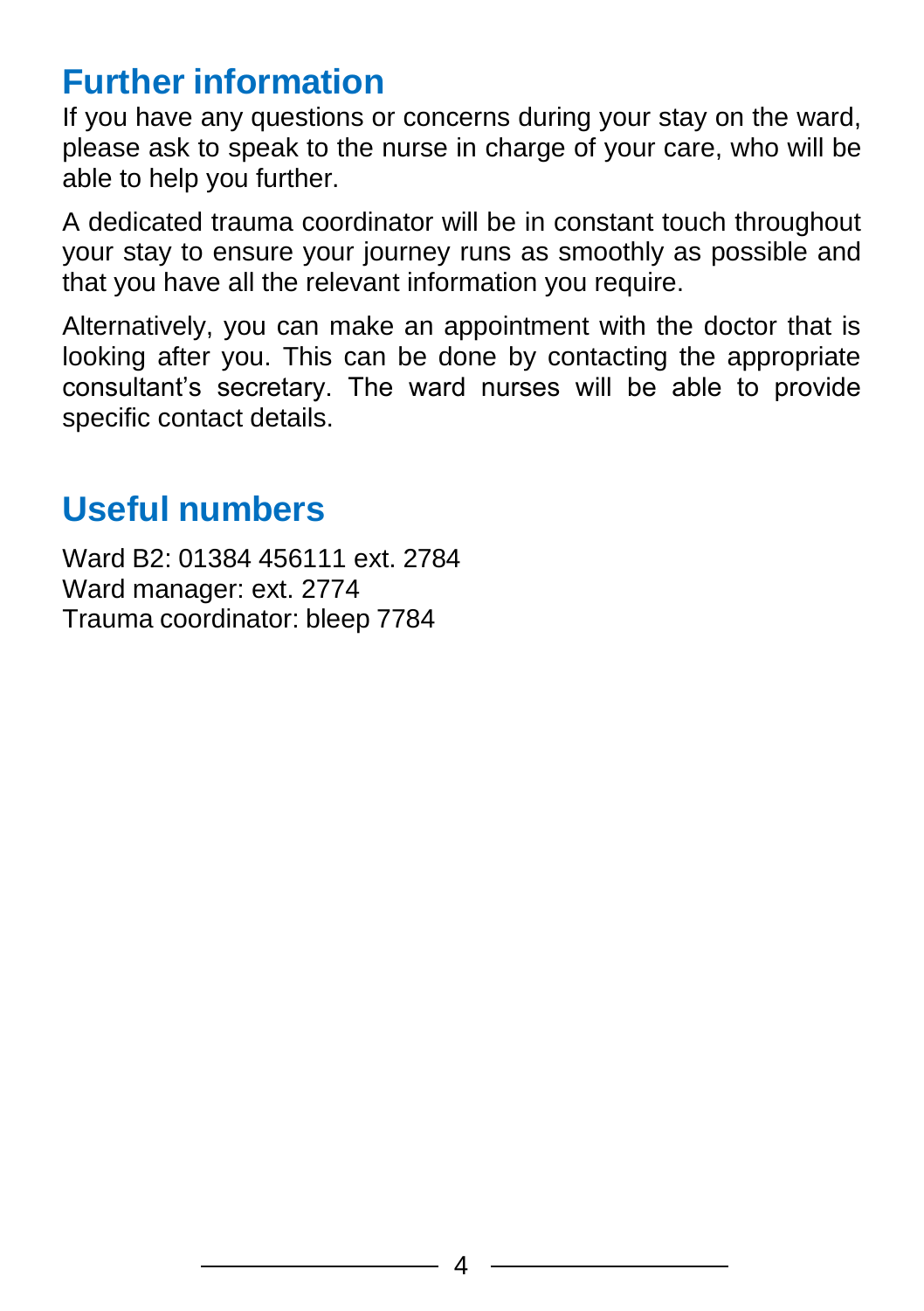## Further information

If you have any questions or concerns during your stay on the ward, please ask to speak to the nurse in charge of your care, who will be able to help you further.

A dedicated trauma coordinator will be in constant touch throughout your stay to ensure your journey runs as smoothly as possible and that you have all the relevant information you require.

Alternatively, you can make an appointment with the doctor that is looking after you. This can be done by contacting the appropriate consultant's secretary. The ward nurses will be able to provide specific contact details.

## Useful numbers

Ward B2: 01384 456111 ext. 2784
Ward manager: ext. 2774
Trauma coordinator: bleep 7784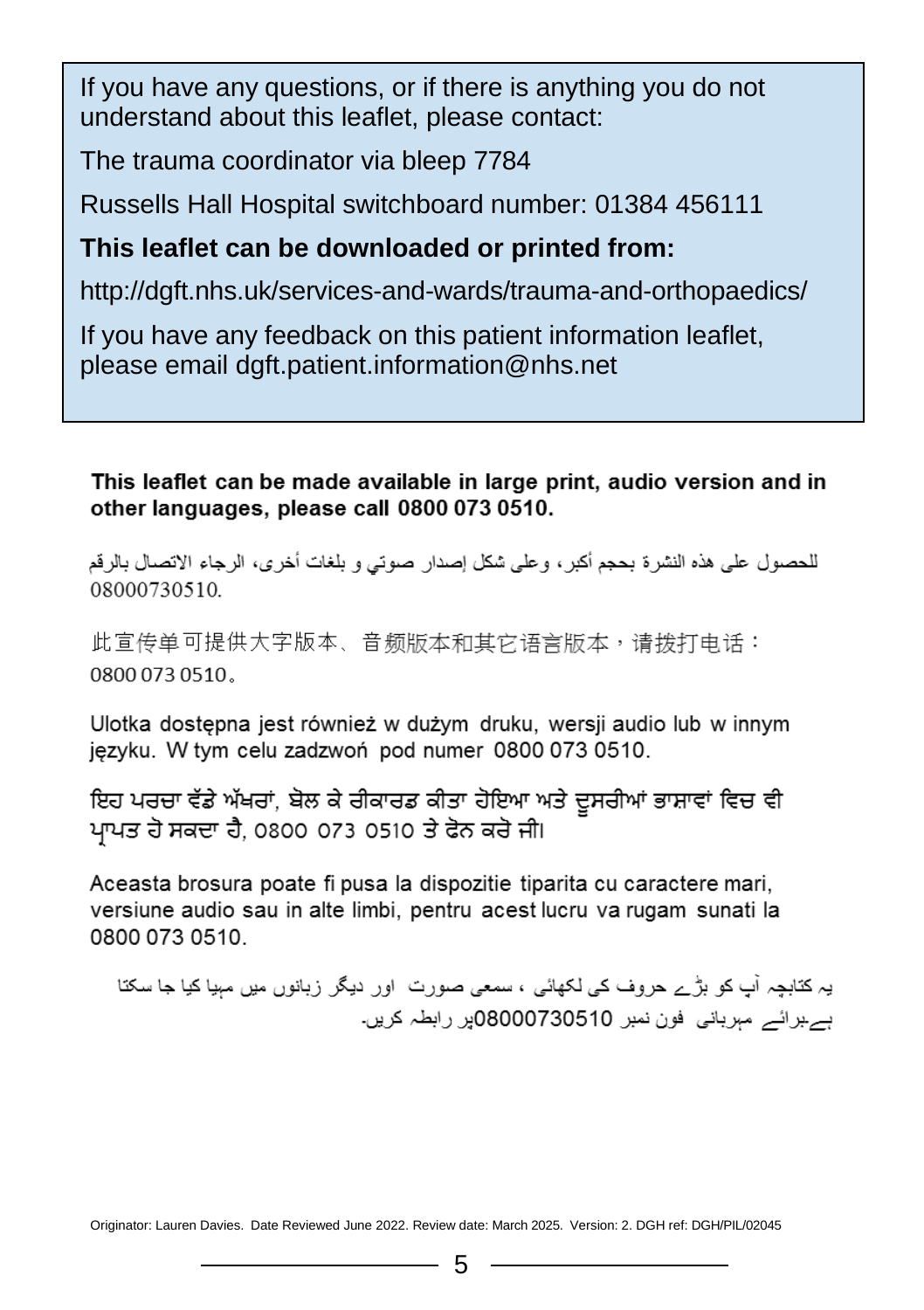If you have any questions, or if there is anything you do not understand about this leaflet, please contact:

The trauma coordinator via bleep 7784

Russells Hall Hospital switchboard number: 01384 456111

**This leaflet can be downloaded or printed from:**

http://dgft.nhs.uk/services-and-wards/trauma-and-orthopaedics/

If you have any feedback on this patient information leaflet, please email dgft.patient.information@nhs.net

**This leaflet can be made available in large print, audio version and in other languages, please call 0800 073 0510.**

للحصول على هذه النشرة بحجم أكبر، وعلى شكل إصدار صوتي و بلغات أخرى، الرجاء الاتصال بالرقم 08000730510.

此宣传单可提供大字版本、音频版本和其它语言版本，请拨打电话：0800 073 0510。

Ulotka dostępna jest również w dużym druku, wersji audio lub w innym języku. W tym celu zadzwoń pod numer 0800 073 0510.

ਇਹ ਪਰਚਾ ਵੱਡੇ ਅੱਖਰਾਂ, ਬੋਲ ਕੇ ਰੀਕਾਰਡ ਕੀਤਾ ਹੋਇਆ ਅਤੇ ਦੂਸਰੀਆਂ ਭਾਸ਼ਾਵਾਂ ਵਿਚ ਵੀ ਪ੍ਰਾਪਤ ਹੋ ਸਕਦਾ ਹੈ, 0800 073 0510 ਤੇ ਫੋਨ ਕਰੋ ਜੀ।

Aceasta brosura poate fi pusa la dispozitie tiparita cu caractere mari, versiune audio sau in alte limbi, pentru acest lucru va rugam sunati la 0800 073 0510.

یہ کتابچہ آپ کو بڑے حروف کی لکھائی ، سمعی صورت اور دیگر زبانوں میں مہیا کیا جا سکتا ہے۔برائے مہربانی فون نمبر 08000730510پر رابطہ کریں۔

Originator: Lauren Davies. Date Reviewed June 2022. Review date: March 2025. Version: 2. DGH ref: DGH/PIL/02045